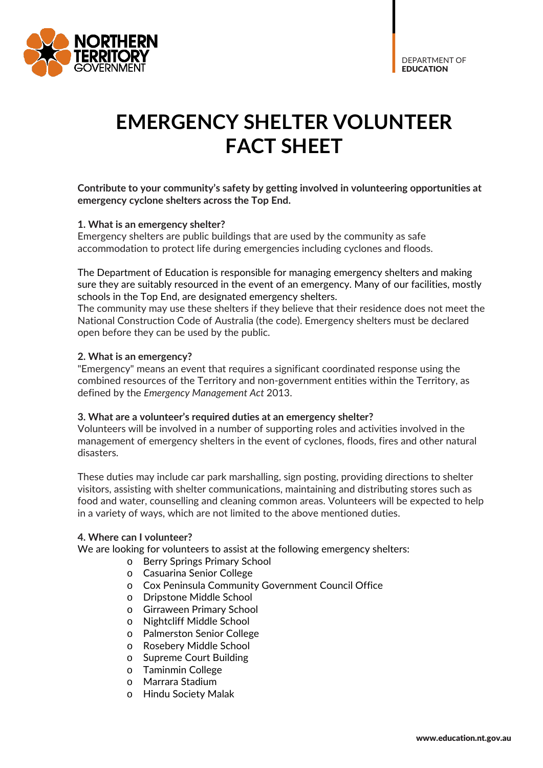NORTHERN TERRITORY GOVERNMENT

DEPARTMENT OF **EDUCATION**

# EMERGENCY SHELTER VOLUNTEER FACT SHEET

**Contribute to your community's safety by getting involved in volunteering opportunities at emergency cyclone shelters across the Top End.**

**1. What is an emergency shelter?**

Emergency shelters are public buildings that are used by the community as safe accommodation to protect life during emergencies including cyclones and floods.

The Department of Education is responsible for managing emergency shelters and making sure they are suitably resourced in the event of an emergency. Many of our facilities, mostly schools in the Top End, are designated emergency shelters.

The community may use these shelters if they believe that their residence does not meet the National Construction Code of Australia (the code). Emergency shelters must be declared open before they can be used by the public.

**2. What is an emergency?**

"Emergency" means an event that requires a significant coordinated response using the combined resources of the Territory and non-government entities within the Territory, as defined by the *Emergency Management Act* 2013.

**3. What are a volunteer's required duties at an emergency shelter?**

Volunteers will be involved in a number of supporting roles and activities involved in the management of emergency shelters in the event of cyclones, floods, fires and other natural disasters.

These duties may include car park marshalling, sign posting, providing directions to shelter visitors, assisting with shelter communications, maintaining and distributing stores such as food and water, counselling and cleaning common areas. Volunteers will be expected to help in a variety of ways, which are not limited to the above mentioned duties.

**4. Where can I volunteer?**

We are looking for volunteers to assist at the following emergency shelters:

- Berry Springs Primary School
- Casuarina Senior College
- Cox Peninsula Community Government Council Office
- Dripstone Middle School
- Girraween Primary School
- Nightcliff Middle School
- Palmerston Senior College
- Rosebery Middle School
- Supreme Court Building
- Taminmin College
- Marrara Stadium
- Hindu Society Malak

www.education.nt.gov.au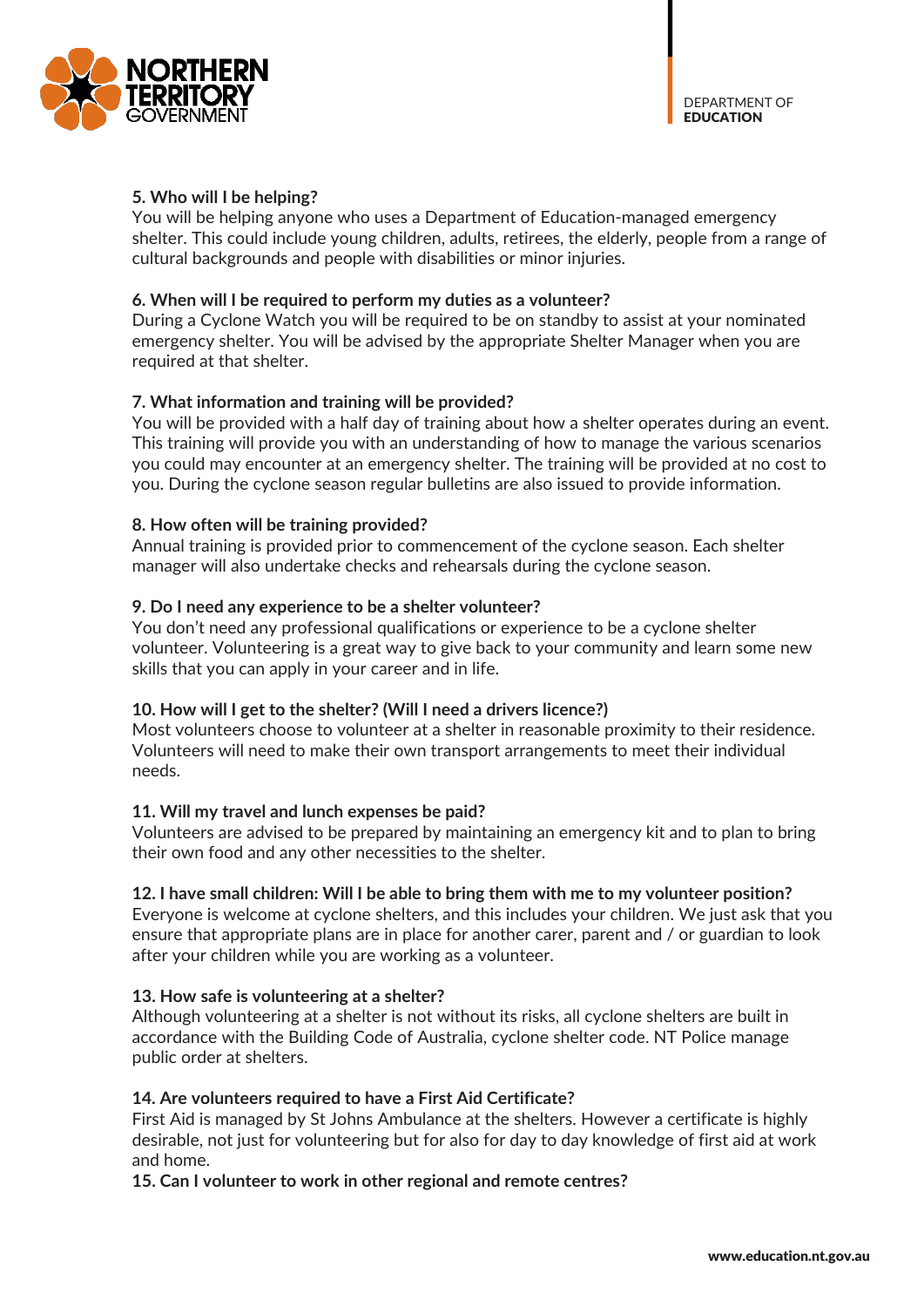**5. Who will I be helping?**

You will be helping anyone who uses a Department of Education-managed emergency shelter. This could include young children, adults, retirees, the elderly, people from a range of cultural backgrounds and people with disabilities or minor injuries.

**6. When will I be required to perform my duties as a volunteer?**

During a Cyclone Watch you will be required to be on standby to assist at your nominated emergency shelter. You will be advised by the appropriate Shelter Manager when you are required at that shelter.

**7. What information and training will be provided?**

You will be provided with a half day of training about how a shelter operates during an event. This training will provide you with an understanding of how to manage the various scenarios you could may encounter at an emergency shelter. The training will be provided at no cost to you. During the cyclone season regular bulletins are also issued to provide information.

**8. How often will be training provided?**

Annual training is provided prior to commencement of the cyclone season. Each shelter manager will also undertake checks and rehearsals during the cyclone season.

**9. Do I need any experience to be a shelter volunteer?**

You don't need any professional qualifications or experience to be a cyclone shelter volunteer. Volunteering is a great way to give back to your community and learn some new skills that you can apply in your career and in life.

**10. How will I get to the shelter? (Will I need a drivers licence?)**

Most volunteers choose to volunteer at a shelter in reasonable proximity to their residence. Volunteers will need to make their own transport arrangements to meet their individual needs.

**11. Will my travel and lunch expenses be paid?**

Volunteers are advised to be prepared by maintaining an emergency kit and to plan to bring their own food and any other necessities to the shelter.

**12. I have small children: Will I be able to bring them with me to my volunteer position?**

Everyone is welcome at cyclone shelters, and this includes your children. We just ask that you ensure that appropriate plans are in place for another carer, parent and / or guardian to look after your children while you are working as a volunteer.

**13. How safe is volunteering at a shelter?**

Although volunteering at a shelter is not without its risks, all cyclone shelters are built in accordance with the Building Code of Australia, cyclone shelter code. NT Police manage public order at shelters.

**14. Are volunteers required to have a First Aid Certificate?**

First Aid is managed by St Johns Ambulance at the shelters. However a certificate is highly desirable, not just for volunteering but for also for day to day knowledge of first aid at work and home.

**15. Can I volunteer to work in other regional and remote centres?**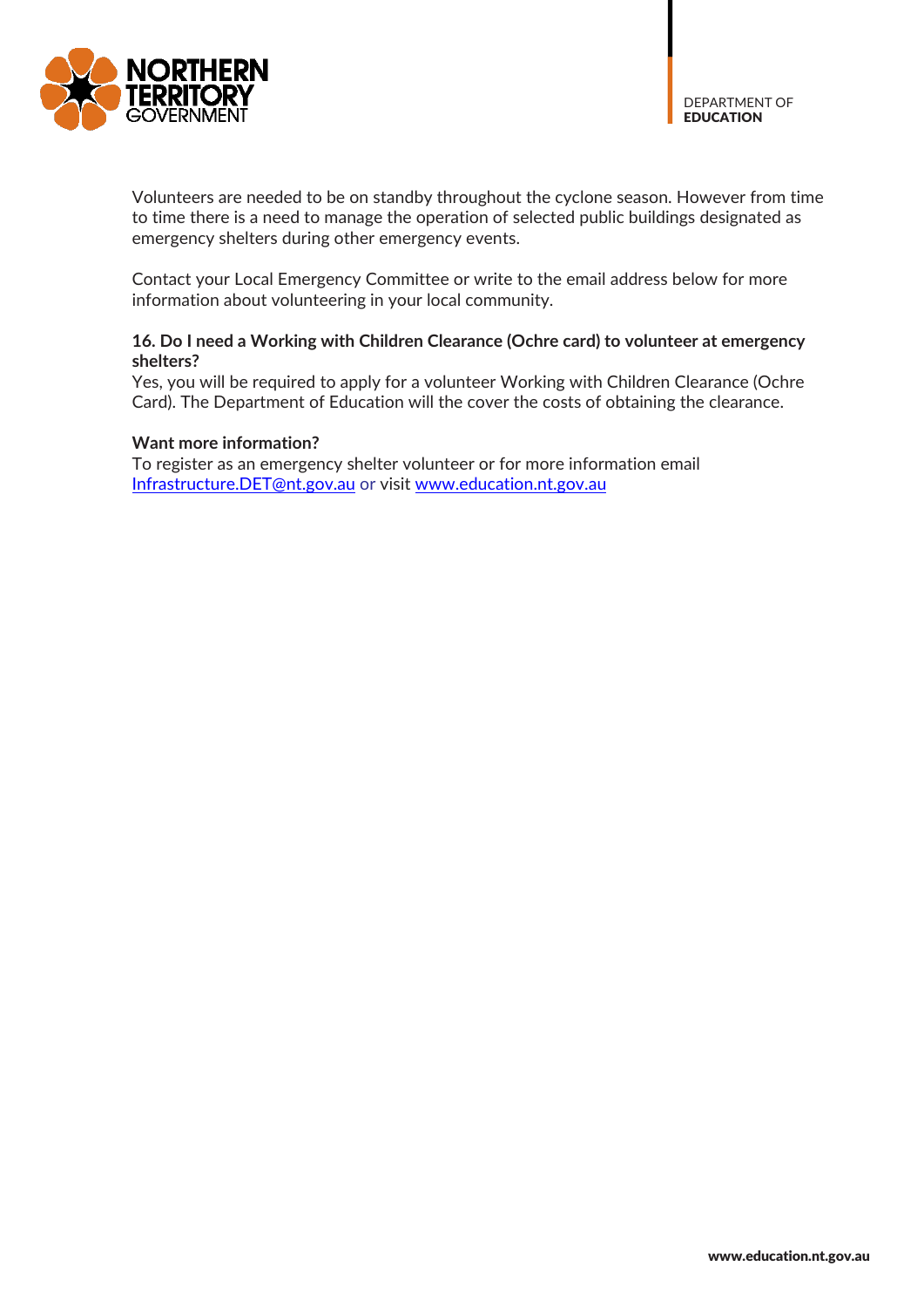Volunteers are needed to be on standby throughout the cyclone season. However from time to time there is a need to manage the operation of selected public buildings designated as emergency shelters during other emergency events.

Contact your Local Emergency Committee or write to the email address below for more information about volunteering in your local community.

**16. Do I need a Working with Children Clearance (Ochre card) to volunteer at emergency shelters?**

Yes, you will be required to apply for a volunteer Working with Children Clearance (Ochre Card). The Department of Education will the cover the costs of obtaining the clearance.

**Want more information?**

To register as an emergency shelter volunteer or for more information email Infrastructure.DET@nt.gov.au or visit www.education.nt.gov.au